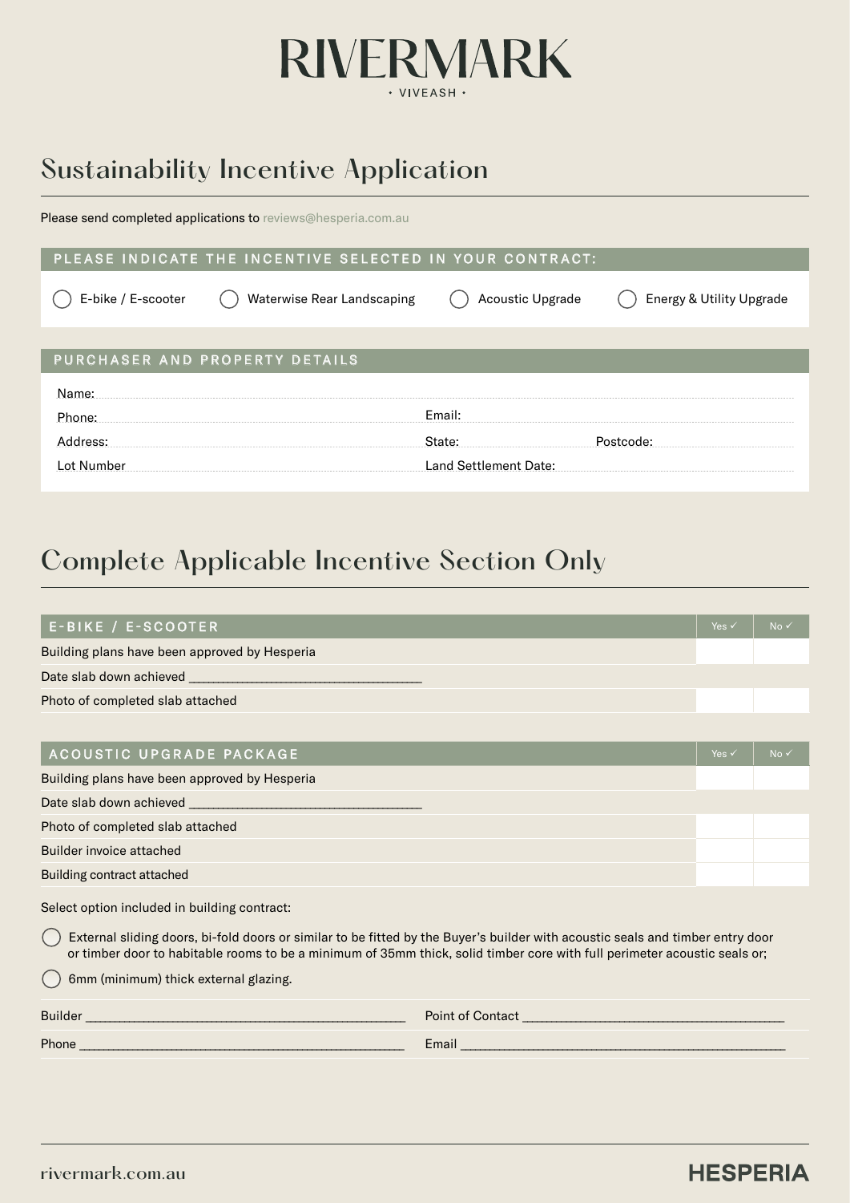# RIVERMARK

• VIVEASH •

## Sustainability Incentive Application

Please send completed applications to reviews@hesperia.com.au

### PLEASE INDICATE THE INCENTIVE SELECTED IN YOUR CONTRACT:

◯ E-bike / E-scooter ◯ Waterwise Rear Landscaping ◯ Acoustic Upgrade ◯ Energy & Utility Upgrade

### PURCHASER AND PROPERTY DETAILS

Name:

Phone: Email:

Address: State: Postcode:

Lot Number Land Settlement Date:

## Complete Applicable Incentive Section Only

| E-BIKE / E-SCOOTER | Yes ✓ | No ✓ |
|---|---|---|
| Building plans have been approved by Hesperia | | |
| Date slab down achieved ____________________ | | |
| Photo of completed slab attached | | |

| ACOUSTIC UPGRADE PACKAGE | Yes ✓ | No ✓ |
|---|---|---|
| Building plans have been approved by Hesperia | | |
| Date slab down achieved ____________________ | | |
| Photo of completed slab attached | | |
| Builder invoice attached | | |
| Building contract attached | | |

Select option included in building contract:

◯ External sliding doors, bi-fold doors or similar to be fitted by the Buyer's builder with acoustic seals and timber entry door or timber door to habitable rooms to be a minimum of 35mm thick, solid timber core with full perimeter acoustic seals or;

◯ 6mm (minimum) thick external glazing.

Builder ____________________ Point of Contact ____________________

Phone ____________________ Email ____________________

rivermark.com.au

HESPERIA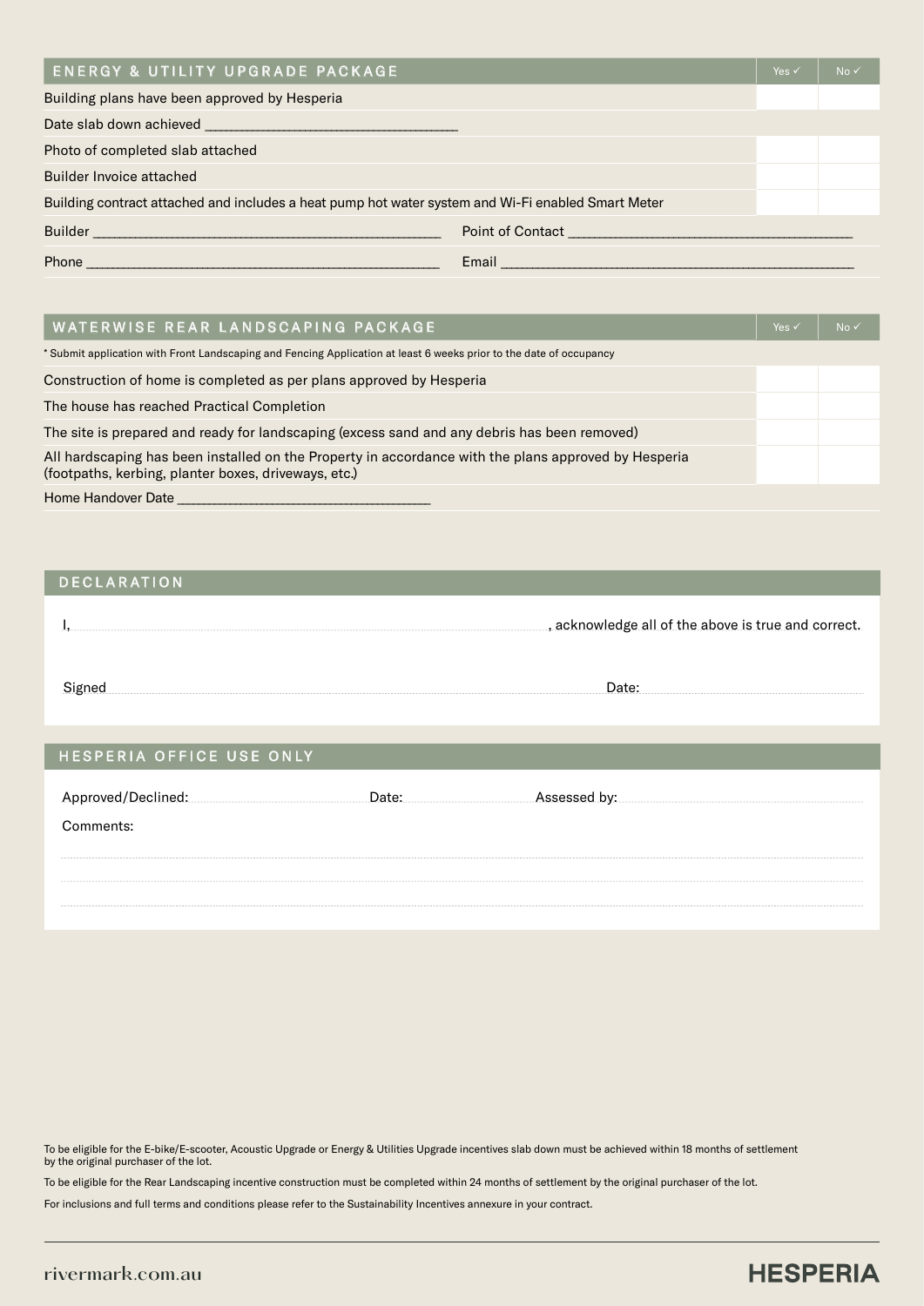| ENERGY & UTILITY UPGRADE PACKAGE | Yes ✓ | No ✓ |
|---|---|---|
| Building plans have been approved by Hesperia | | |
| Date slab down achieved ____________________________________ | | |
| Photo of completed slab attached | | |
| Builder Invoice attached | | |
| Building contract attached and includes a heat pump hot water system and Wi-Fi enabled Smart Meter | | |

Builder ____________________________________________________ Point of Contact __________________________________________

Phone ____________________________________________________ Email ____________________________________________________

| WATERWISE REAR LANDSCAPING PACKAGE | Yes ✓ | No ✓ |
|---|---|---|
| * Submit application with Front Landscaping and Fencing Application at least 6 weeks prior to the date of occupancy | | |
| Construction of home is completed as per plans approved by Hesperia | | |
| The house has reached Practical Completion | | |
| The site is prepared and ready for landscaping (excess sand and any debris has been removed) | | |
| All hardscaping has been installed on the Property in accordance with the plans approved by Hesperia (footpaths, kerbing, planter boxes, driveways, etc.) | | |

Home Handover Date ____________________________________

## DECLARATION

I, ........................................................................................, acknowledge all of the above is true and correct.

Signed ........................................................................................ Date: ........................................

## HESPERIA OFFICE USE ONLY

Approved/Declined: ............................ Date: ............................ Assessed by: ............................

Comments:

........................................................................................

........................................................................................

........................................................................................

To be eligible for the E-bike/E-scooter, Acoustic Upgrade or Energy & Utilities Upgrade incentives slab down must be achieved within 18 months of settlement by the original purchaser of the lot.

To be eligible for the Rear Landscaping incentive construction must be completed within 24 months of settlement by the original purchaser of the lot.

For inclusions and full terms and conditions please refer to the Sustainability Incentives annexure in your contract.

rivermark.com.au

HESPERIA